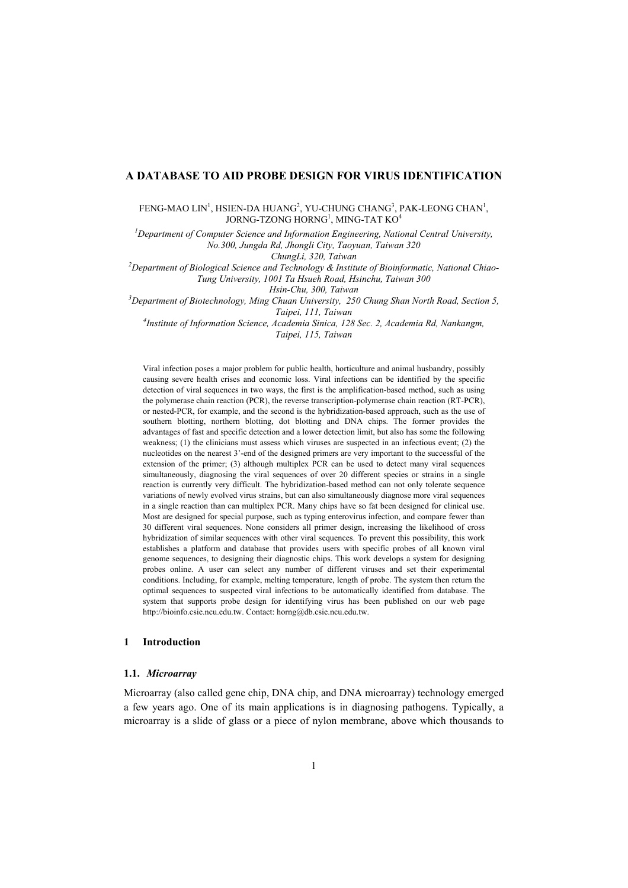# A DATABASE TO AID PROBE DESIGN FOR VIRUS IDENTIFICATION

FENG-MAO LIN[1], HSIEN-DA HUANG[2], YU-CHUNG CHANG[3], PAK-LEONG CHAN[1], JORNG-TZONG HORNG[1], MING-TAT KO[4]

[1]*Department of Computer Science and Information Engineering, National Central University, No.300, Jungda Rd, Jhongli City, Taoyuan, Taiwan 320*
*ChungLi, 320, Taiwan*

[2]*Department of Biological Science and Technology & Institute of Bioinformatic, National Chiao-Tung University, 1001 Ta Hsueh Road, Hsinchu, Taiwan 300*
*Hsin-Chu, 300, Taiwan*

[3]*Department of Biotechnology, Ming Chuan University, 250 Chung Shan North Road, Section 5, Taipei, 111, Taiwan*

[4]*Institute of Information Science, Academia Sinica, 128 Sec. 2, Academia Rd, Nankangm, Taipei, 115, Taiwan*

Viral infection poses a major problem for public health, horticulture and animal husbandry, possibly causing severe health crises and economic loss. Viral infections can be identified by the specific detection of viral sequences in two ways, the first is the amplification-based method, such as using the polymerase chain reaction (PCR), the reverse transcription-polymerase chain reaction (RT-PCR), or nested-PCR, for example, and the second is the hybridization-based approach, such as the use of southern blotting, northern blotting, dot blotting and DNA chips. The former provides the advantages of fast and specific detection and a lower detection limit, but also has some the following weakness; (1) the clinicians must assess which viruses are suspected in an infectious event; (2) the nucleotides on the nearest 3'-end of the designed primers are very important to the successful of the extension of the primer; (3) although multiplex PCR can be used to detect many viral sequences simultaneously, diagnosing the viral sequences of over 20 different species or strains in a single reaction is currently very difficult. The hybridization-based method can not only tolerate sequence variations of newly evolved virus strains, but can also simultaneously diagnose more viral sequences in a single reaction than can multiplex PCR. Many chips have so fat been designed for clinical use. Most are designed for special purpose, such as typing enterovirus infection, and compare fewer than 30 different viral sequences. None considers all primer design, increasing the likelihood of cross hybridization of similar sequences with other viral sequences. To prevent this possibility, this work establishes a platform and database that provides users with specific probes of all known viral genome sequences, to designing their diagnostic chips. This work develops a system for designing probes online. A user can select any number of different viruses and set their experimental conditions. Including, for example, melting temperature, length of probe. The system then return the optimal sequences to suspected viral infections to be automatically identified from database. The system that supports probe design for identifying virus has been published on our web page http://bioinfo.csie.ncu.edu.tw. Contact: horng@db.csie.ncu.edu.tw.

## 1 Introduction

### 1.1. *Microarray*

Microarray (also called gene chip, DNA chip, and DNA microarray) technology emerged a few years ago. One of its main applications is in diagnosing pathogens. Typically, a microarray is a slide of glass or a piece of nylon membrane, above which thousands to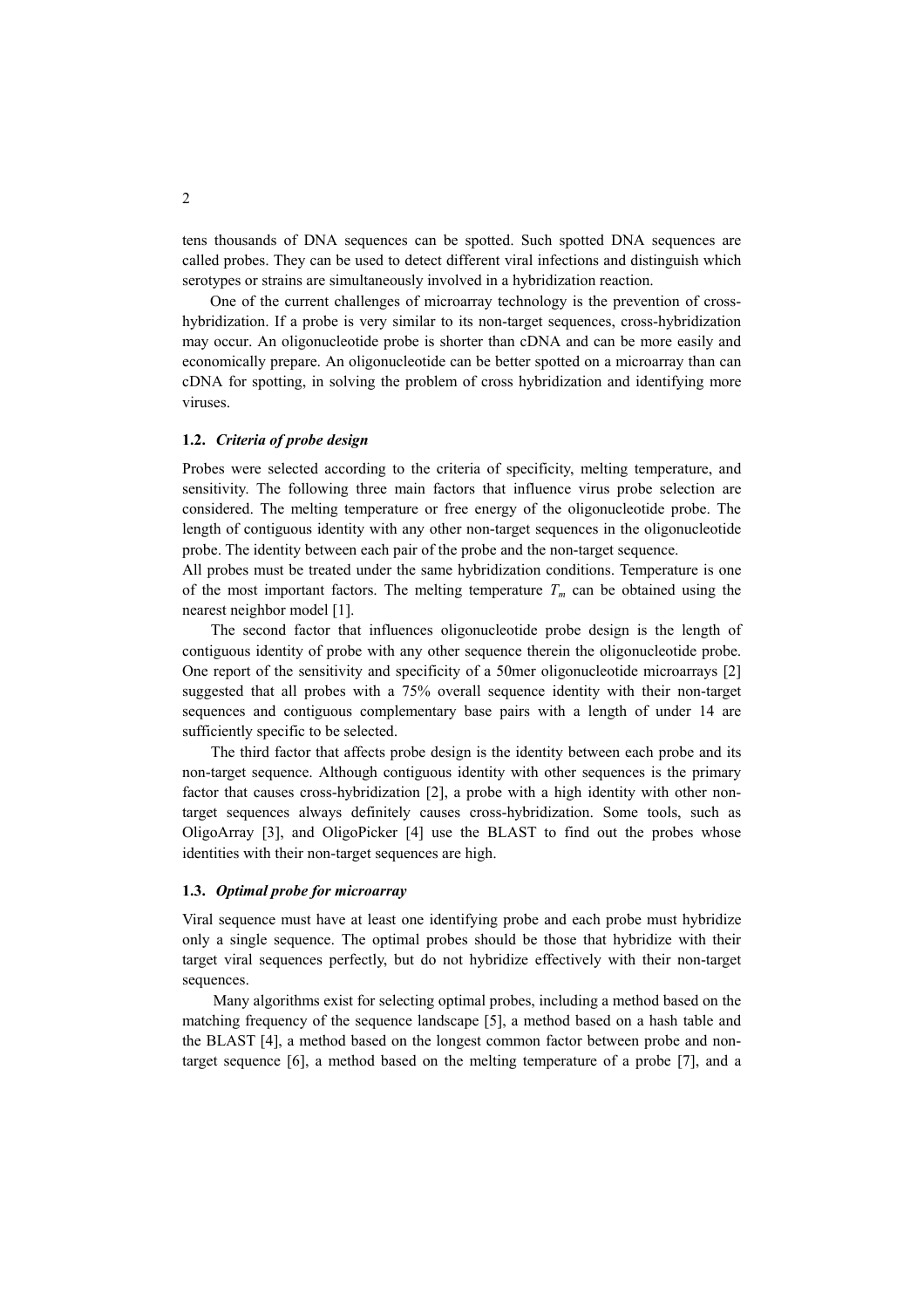tens thousands of DNA sequences can be spotted. Such spotted DNA sequences are called probes. They can be used to detect different viral infections and distinguish which serotypes or strains are simultaneously involved in a hybridization reaction.

One of the current challenges of microarray technology is the prevention of cross-hybridization. If a probe is very similar to its non-target sequences, cross-hybridization may occur. An oligonucleotide probe is shorter than cDNA and can be more easily and economically prepare. An oligonucleotide can be better spotted on a microarray than can cDNA for spotting, in solving the problem of cross hybridization and identifying more viruses.

### 1.2. *Criteria of probe design*

Probes were selected according to the criteria of specificity, melting temperature, and sensitivity. The following three main factors that influence virus probe selection are considered. The melting temperature or free energy of the oligonucleotide probe. The length of contiguous identity with any other non-target sequences in the oligonucleotide probe. The identity between each pair of the probe and the non-target sequence.

All probes must be treated under the same hybridization conditions. Temperature is one of the most important factors. The melting temperature $T_m$ can be obtained using the nearest neighbor model [1].

The second factor that influences oligonucleotide probe design is the length of contiguous identity of probe with any other sequence therein the oligonucleotide probe. One report of the sensitivity and specificity of a 50mer oligonucleotide microarrays [2] suggested that all probes with a 75% overall sequence identity with their non-target sequences and contiguous complementary base pairs with a length of under 14 are sufficiently specific to be selected.

The third factor that affects probe design is the identity between each probe and its non-target sequence. Although contiguous identity with other sequences is the primary factor that causes cross-hybridization [2], a probe with a high identity with other non-target sequences always definitely causes cross-hybridization. Some tools, such as OligoArray [3], and OligoPicker [4] use the BLAST to find out the probes whose identities with their non-target sequences are high.

### 1.3. *Optimal probe for microarray*

Viral sequence must have at least one identifying probe and each probe must hybridize only a single sequence. The optimal probes should be those that hybridize with their target viral sequences perfectly, but do not hybridize effectively with their non-target sequences.

Many algorithms exist for selecting optimal probes, including a method based on the matching frequency of the sequence landscape [5], a method based on a hash table and the BLAST [4], a method based on the longest common factor between probe and non-target sequence [6], a method based on the melting temperature of a probe [7], and a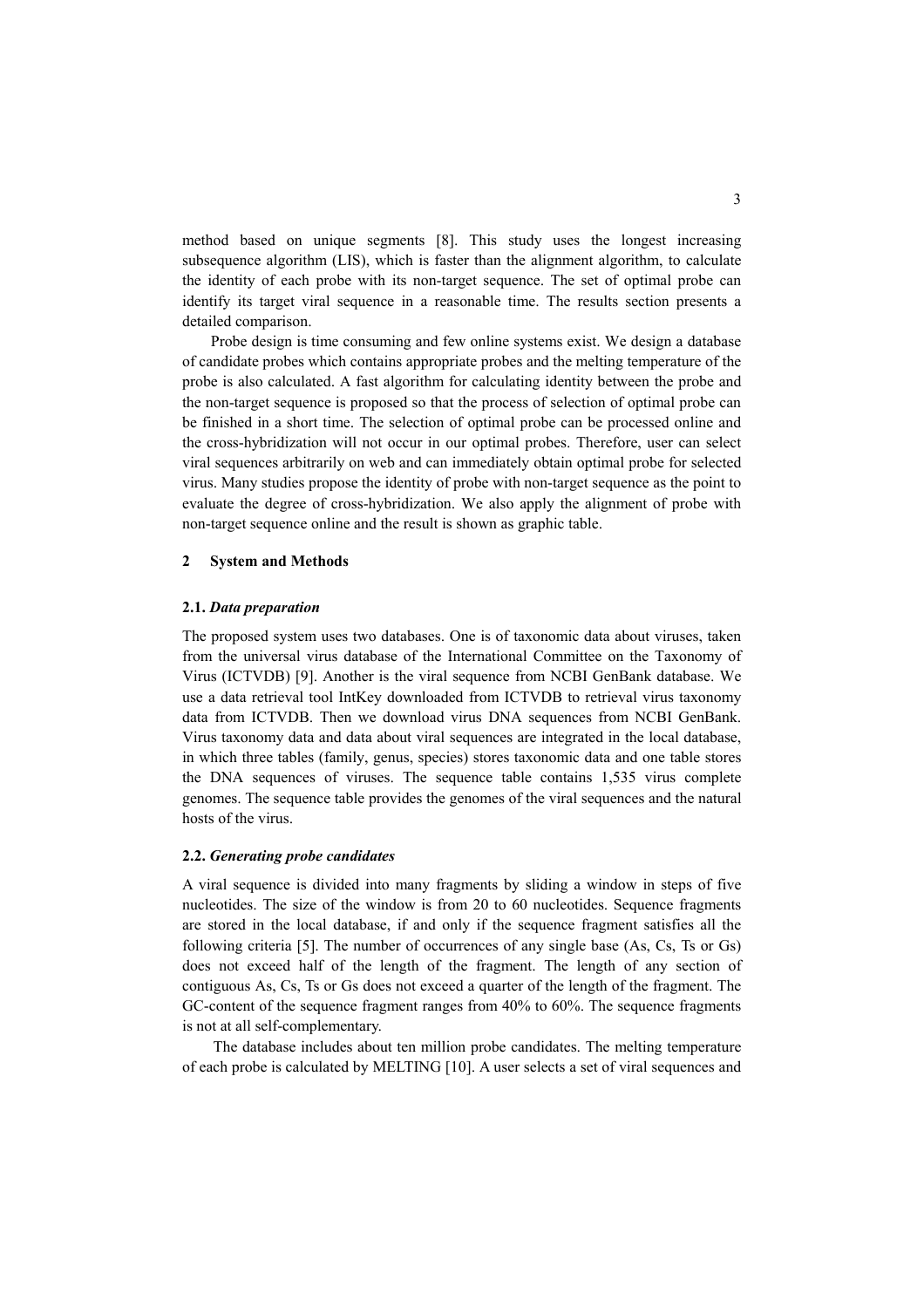method based on unique segments [8]. This study uses the longest increasing subsequence algorithm (LIS), which is faster than the alignment algorithm, to calculate the identity of each probe with its non-target sequence. The set of optimal probe can identify its target viral sequence in a reasonable time. The results section presents a detailed comparison.

Probe design is time consuming and few online systems exist. We design a database of candidate probes which contains appropriate probes and the melting temperature of the probe is also calculated. A fast algorithm for calculating identity between the probe and the non-target sequence is proposed so that the process of selection of optimal probe can be finished in a short time. The selection of optimal probe can be processed online and the cross-hybridization will not occur in our optimal probes. Therefore, user can select viral sequences arbitrarily on web and can immediately obtain optimal probe for selected virus. Many studies propose the identity of probe with non-target sequence as the point to evaluate the degree of cross-hybridization. We also apply the alignment of probe with non-target sequence online and the result is shown as graphic table.

## 2 System and Methods

### 2.1. *Data preparation*

The proposed system uses two databases. One is of taxonomic data about viruses, taken from the universal virus database of the International Committee on the Taxonomy of Virus (ICTVDB) [9]. Another is the viral sequence from NCBI GenBank database. We use a data retrieval tool IntKey downloaded from ICTVDB to retrieval virus taxonomy data from ICTVDB. Then we download virus DNA sequences from NCBI GenBank. Virus taxonomy data and data about viral sequences are integrated in the local database, in which three tables (family, genus, species) stores taxonomic data and one table stores the DNA sequences of viruses. The sequence table contains 1,535 virus complete genomes. The sequence table provides the genomes of the viral sequences and the natural hosts of the virus.

### 2.2. *Generating probe candidates*

A viral sequence is divided into many fragments by sliding a window in steps of five nucleotides. The size of the window is from 20 to 60 nucleotides. Sequence fragments are stored in the local database, if and only if the sequence fragment satisfies all the following criteria [5]. The number of occurrences of any single base (As, Cs, Ts or Gs) does not exceed half of the length of the fragment. The length of any section of contiguous As, Cs, Ts or Gs does not exceed a quarter of the length of the fragment. The GC-content of the sequence fragment ranges from 40% to 60%. The sequence fragments is not at all self-complementary.

The database includes about ten million probe candidates. The melting temperature of each probe is calculated by MELTING [10]. A user selects a set of viral sequences and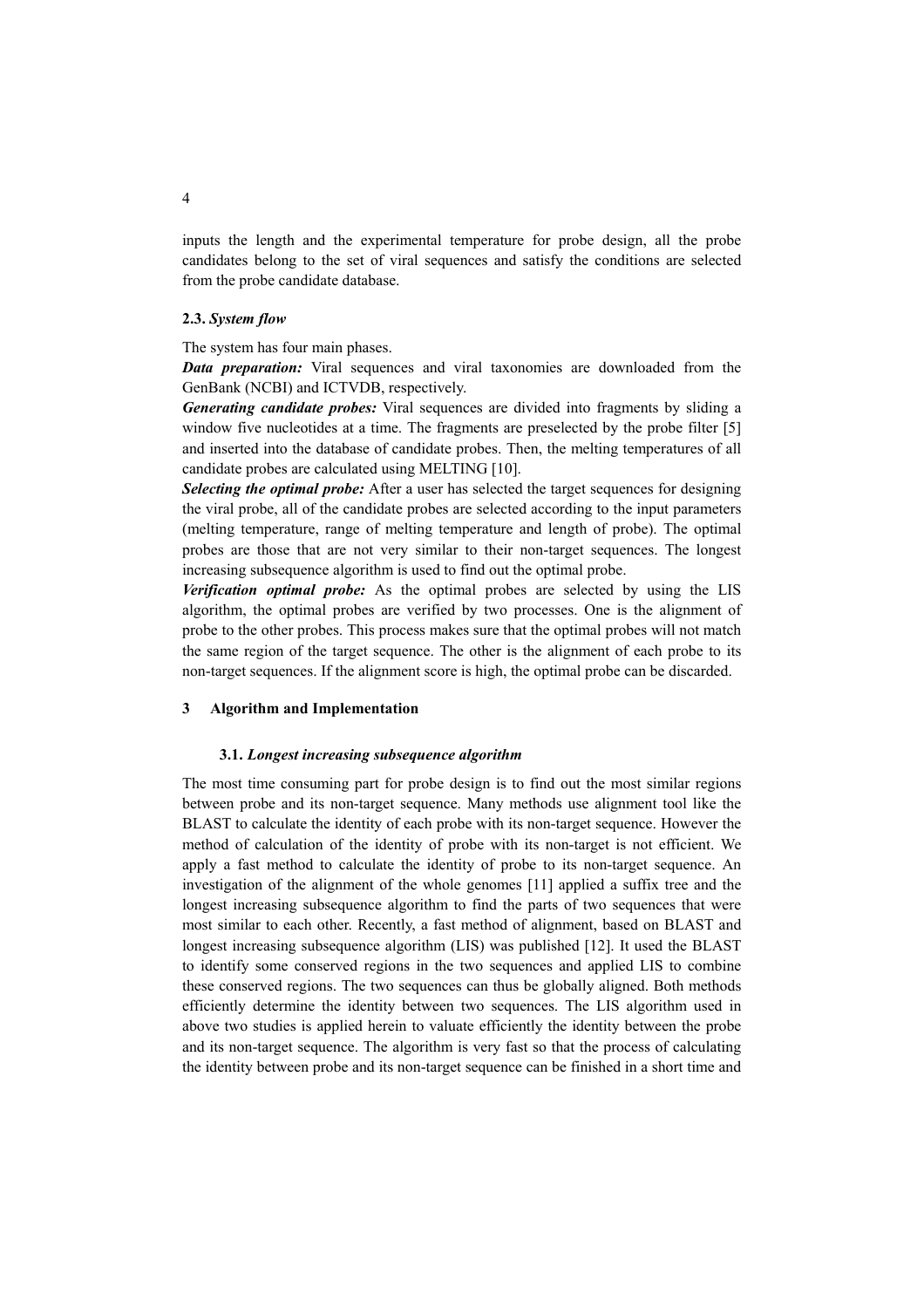inputs the length and the experimental temperature for probe design, all the probe candidates belong to the set of viral sequences and satisfy the conditions are selected from the probe candidate database.

### 2.3. *System flow*

The system has four main phases.

***Data preparation:*** Viral sequences and viral taxonomies are downloaded from the GenBank (NCBI) and ICTVDB, respectively.

***Generating candidate probes:*** Viral sequences are divided into fragments by sliding a window five nucleotides at a time. The fragments are preselected by the probe filter [5] and inserted into the database of candidate probes. Then, the melting temperatures of all candidate probes are calculated using MELTING [10].

***Selecting the optimal probe:*** After a user has selected the target sequences for designing the viral probe, all of the candidate probes are selected according to the input parameters (melting temperature, range of melting temperature and length of probe). The optimal probes are those that are not very similar to their non-target sequences. The longest increasing subsequence algorithm is used to find out the optimal probe.

***Verification optimal probe:*** As the optimal probes are selected by using the LIS algorithm, the optimal probes are verified by two processes. One is the alignment of probe to the other probes. This process makes sure that the optimal probes will not match the same region of the target sequence. The other is the alignment of each probe to its non-target sequences. If the alignment score is high, the optimal probe can be discarded.

## 3 Algorithm and Implementation

### 3.1. *Longest increasing subsequence algorithm*

The most time consuming part for probe design is to find out the most similar regions between probe and its non-target sequence. Many methods use alignment tool like the BLAST to calculate the identity of each probe with its non-target sequence. However the method of calculation of the identity of probe with its non-target is not efficient. We apply a fast method to calculate the identity of probe to its non-target sequence. An investigation of the alignment of the whole genomes [11] applied a suffix tree and the longest increasing subsequence algorithm to find the parts of two sequences that were most similar to each other. Recently, a fast method of alignment, based on BLAST and longest increasing subsequence algorithm (LIS) was published [12]. It used the BLAST to identify some conserved regions in the two sequences and applied LIS to combine these conserved regions. The two sequences can thus be globally aligned. Both methods efficiently determine the identity between two sequences. The LIS algorithm used in above two studies is applied herein to valuate efficiently the identity between the probe and its non-target sequence. The algorithm is very fast so that the process of calculating the identity between probe and its non-target sequence can be finished in a short time and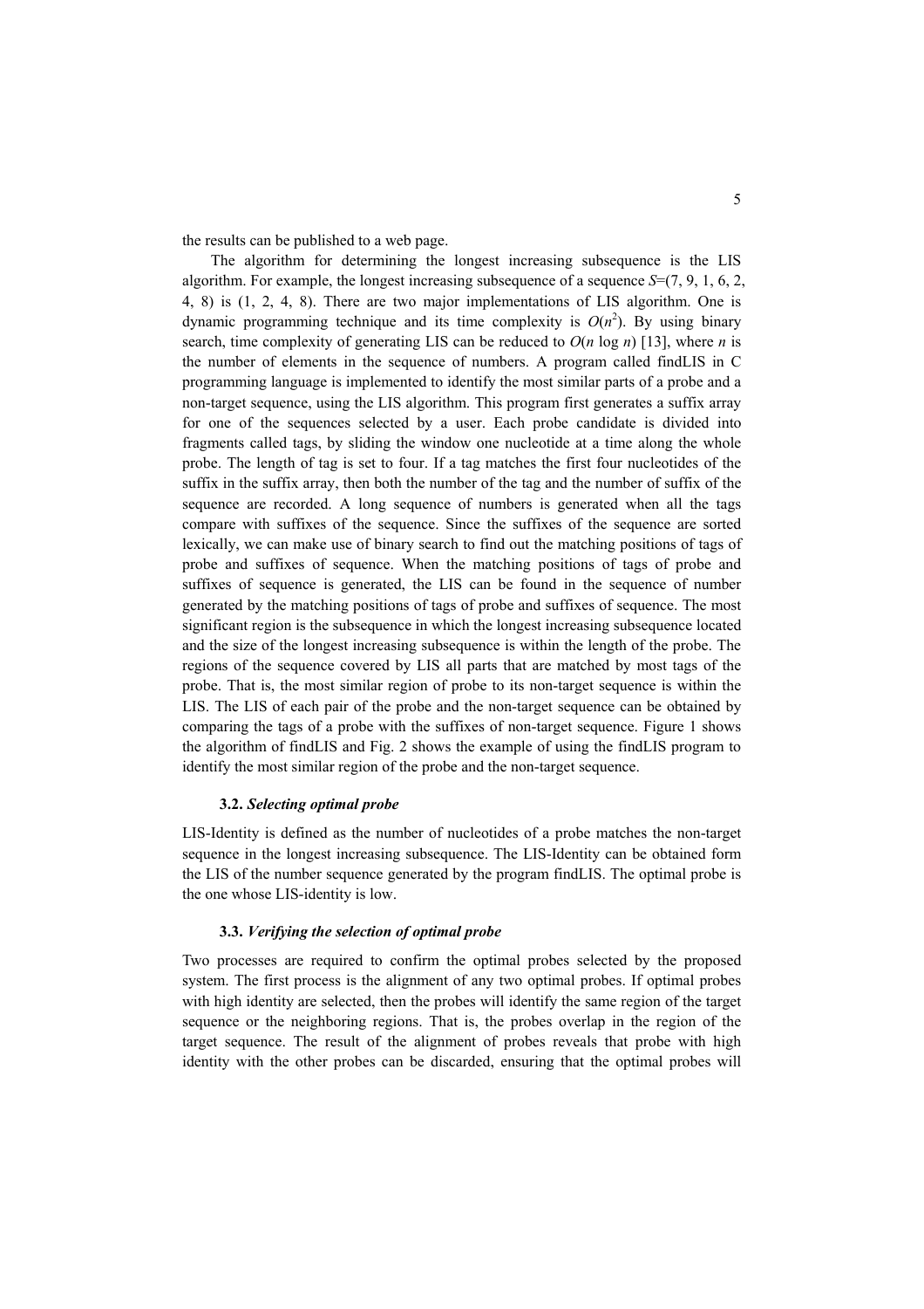the results can be published to a web page.

The algorithm for determining the longest increasing subsequence is the LIS algorithm. For example, the longest increasing subsequence of a sequence $S$=(7, 9, 1, 6, 2, 4, 8) is (1, 2, 4, 8). There are two major implementations of LIS algorithm. One is dynamic programming technique and its time complexity is $O(n^2)$. By using binary search, time complexity of generating LIS can be reduced to $O(n \log n)$ [13], where $n$ is the number of elements in the sequence of numbers. A program called findLIS in C programming language is implemented to identify the most similar parts of a probe and a non-target sequence, using the LIS algorithm. This program first generates a suffix array for one of the sequences selected by a user. Each probe candidate is divided into fragments called tags, by sliding the window one nucleotide at a time along the whole probe. The length of tag is set to four. If a tag matches the first four nucleotides of the suffix in the suffix array, then both the number of the tag and the number of suffix of the sequence are recorded. A long sequence of numbers is generated when all the tags compare with suffixes of the sequence. Since the suffixes of the sequence are sorted lexically, we can make use of binary search to find out the matching positions of tags of probe and suffixes of sequence. When the matching positions of tags of probe and suffixes of sequence is generated, the LIS can be found in the sequence of number generated by the matching positions of tags of probe and suffixes of sequence. The most significant region is the subsequence in which the longest increasing subsequence located and the size of the longest increasing subsequence is within the length of the probe. The regions of the sequence covered by LIS all parts that are matched by most tags of the probe. That is, the most similar region of probe to its non-target sequence is within the LIS. The LIS of each pair of the probe and the non-target sequence can be obtained by comparing the tags of a probe with the suffixes of non-target sequence. Figure 1 shows the algorithm of findLIS and Fig. 2 shows the example of using the findLIS program to identify the most similar region of the probe and the non-target sequence.

### 3.2. *Selecting optimal probe*

LIS-Identity is defined as the number of nucleotides of a probe matches the non-target sequence in the longest increasing subsequence. The LIS-Identity can be obtained form the LIS of the number sequence generated by the program findLIS. The optimal probe is the one whose LIS-identity is low.

### 3.3. *Verifying the selection of optimal probe*

Two processes are required to confirm the optimal probes selected by the proposed system. The first process is the alignment of any two optimal probes. If optimal probes with high identity are selected, then the probes will identify the same region of the target sequence or the neighboring regions. That is, the probes overlap in the region of the target sequence. The result of the alignment of probes reveals that probe with high identity with the other probes can be discarded, ensuring that the optimal probes will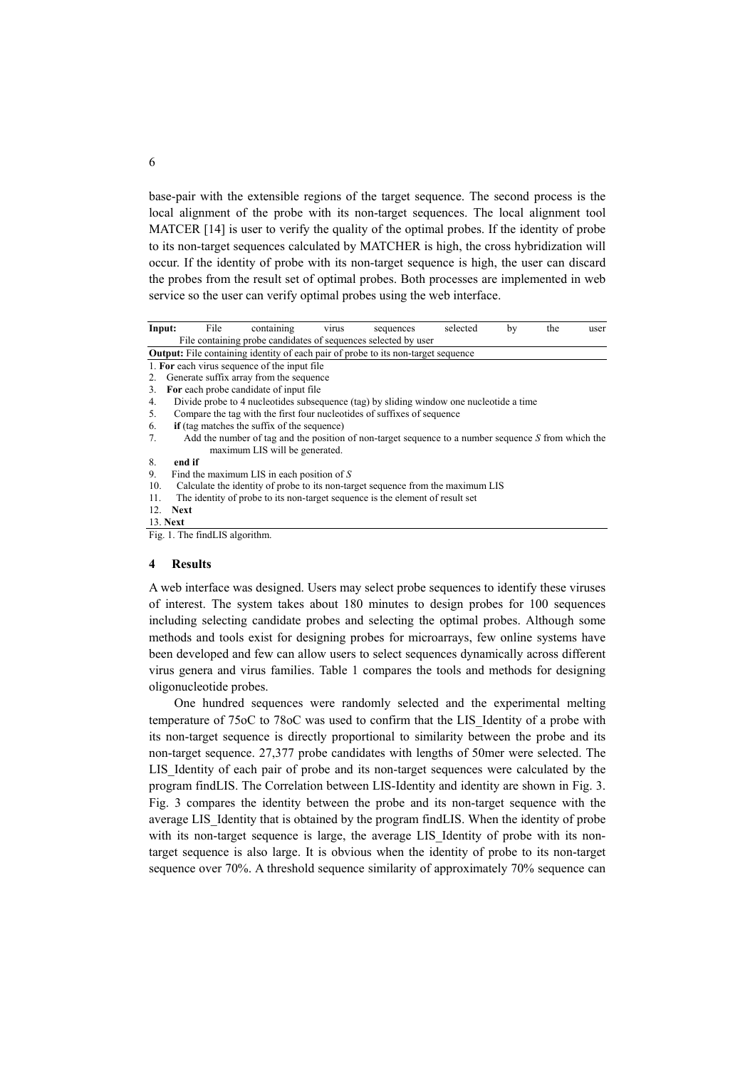base-pair with the extensible regions of the target sequence. The second process is the local alignment of the probe with its non-target sequences. The local alignment tool MATCER [14] is user to verify the quality of the optimal probes. If the identity of probe to its non-target sequences calculated by MATCHER is high, the cross hybridization will occur. If the identity of probe with its non-target sequence is high, the user can discard the probes from the result set of optimal probes. Both processes are implemented in web service so the user can verify optimal probes using the web interface.

**Input:** File containing virus sequences selected by the user
File containing probe candidates of sequences selected by user

**Output:** File containing identity of each pair of probe to its non-target sequence

1. **For** each virus sequence of the input file
2. Generate suffix array from the sequence
3. **For** each probe candidate of input file
4. Divide probe to 4 nucleotides subsequence (tag) by sliding window one nucleotide a time
5. Compare the tag with the first four nucleotides of suffixes of sequence
6. **if** (tag matches the suffix of the sequence)
7. Add the number of tag and the position of non-target sequence to a number sequence *S* from which the maximum LIS will be generated.
8. **end if**
9. Find the maximum LIS in each position of *S*
10. Calculate the identity of probe to its non-target sequence from the maximum LIS
11. The identity of probe to its non-target sequence is the element of result set
12. **Next**
13. **Next**

Fig. 1. The findLIS algorithm.

## 4 Results

A web interface was designed. Users may select probe sequences to identify these viruses of interest. The system takes about 180 minutes to design probes for 100 sequences including selecting candidate probes and selecting the optimal probes. Although some methods and tools exist for designing probes for microarrays, few online systems have been developed and few can allow users to select sequences dynamically across different virus genera and virus families. Table 1 compares the tools and methods for designing oligonucleotide probes.

One hundred sequences were randomly selected and the experimental melting temperature of 75oC to 78oC was used to confirm that the LIS_Identity of a probe with its non-target sequence is directly proportional to similarity between the probe and its non-target sequence. 27,377 probe candidates with lengths of 50mer were selected. The LIS_Identity of each pair of probe and its non-target sequences were calculated by the program findLIS. The Correlation between LIS-Identity and identity are shown in Fig. 3. Fig. 3 compares the identity between the probe and its non-target sequence with the average LIS_Identity that is obtained by the program findLIS. When the identity of probe with its non-target sequence is large, the average LIS_Identity of probe with its non-target sequence is also large. It is obvious when the identity of probe to its non-target sequence over 70%. A threshold sequence similarity of approximately 70% sequence can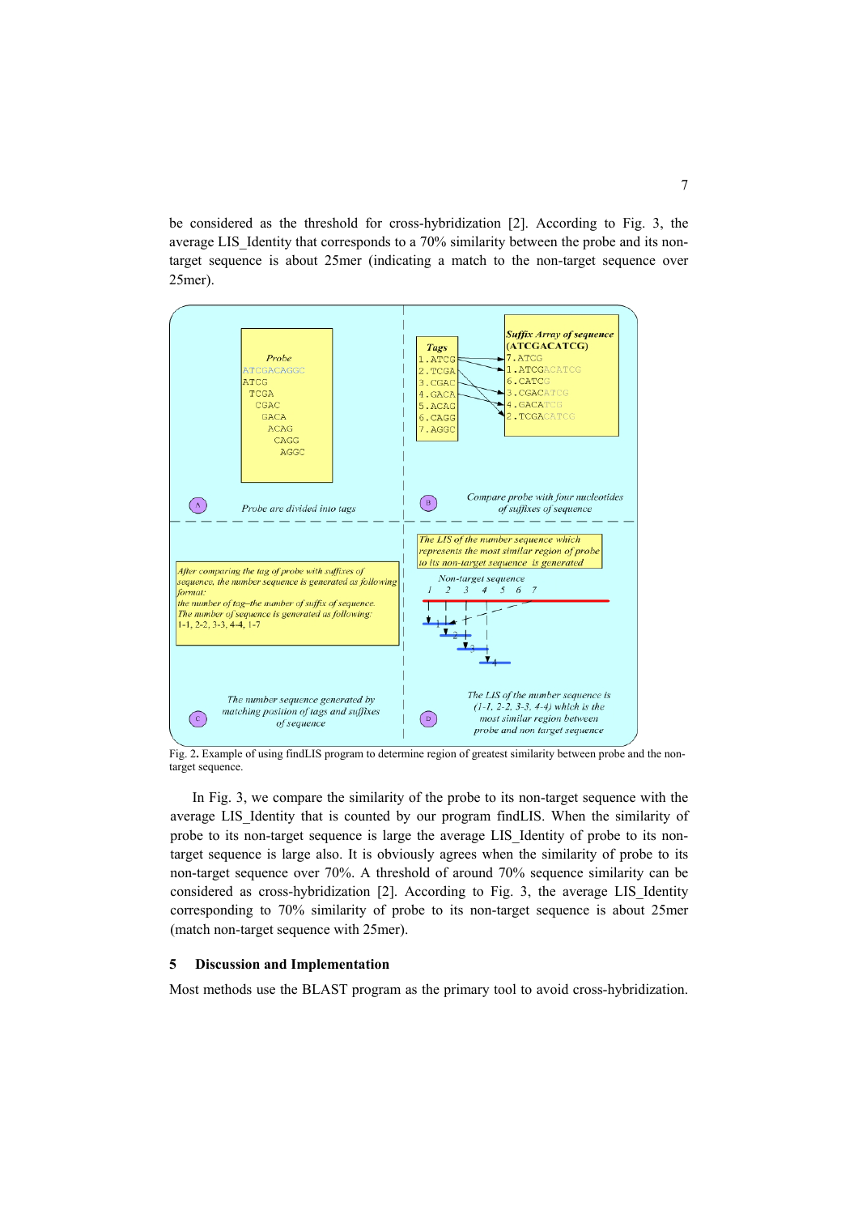be considered as the threshold for cross-hybridization [2]. According to Fig. 3, the average LIS_Identity that corresponds to a 70% similarity between the probe and its non-target sequence is about 25mer (indicating a match to the non-target sequence over 25mer).

Fig. 2. Example of using findLIS program to determine region of greatest similarity between probe and the non-target sequence.

In Fig. 3, we compare the similarity of the probe to its non-target sequence with the average LIS_Identity that is counted by our program findLIS. When the similarity of probe to its non-target sequence is large the average LIS_Identity of probe to its non-target sequence is large also. It is obviously agrees when the similarity of probe to its non-target sequence over 70%. A threshold of around 70% sequence similarity can be considered as cross-hybridization [2]. According to Fig. 3, the average LIS_Identity corresponding to 70% similarity of probe to its non-target sequence is about 25mer (match non-target sequence with 25mer).

## 5 Discussion and Implementation

Most methods use the BLAST program as the primary tool to avoid cross-hybridization.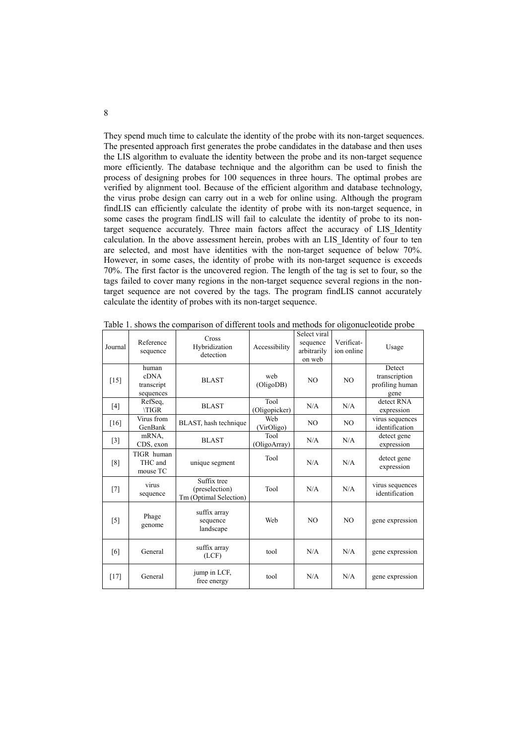They spend much time to calculate the identity of the probe with its non-target sequences. The presented approach first generates the probe candidates in the database and then uses the LIS algorithm to evaluate the identity between the probe and its non-target sequence more efficiently. The database technique and the algorithm can be used to finish the process of designing probes for 100 sequences in three hours. The optimal probes are verified by alignment tool. Because of the efficient algorithm and database technology, the virus probe design can carry out in a web for online using. Although the program findLIS can efficiently calculate the identity of probe with its non-target sequence, in some cases the program findLIS will fail to calculate the identity of probe to its non-target sequence accurately. Three main factors affect the accuracy of LIS_Identity calculation. In the above assessment herein, probes with an LIS_Identity of four to ten are selected, and most have identities with the non-target sequence of below 70%. However, in some cases, the identity of probe with its non-target sequence is exceeds 70%. The first factor is the uncovered region. The length of the tag is set to four, so the tags failed to cover many regions in the non-target sequence several regions in the non-target sequence are not covered by the tags. The program findLIS cannot accurately calculate the identity of probes with its non-target sequence.

Table 1. shows the comparison of different tools and methods for oligonucleotide probe

| Journal | Reference sequence | Cross Hybridization detection | Accessibility | Select viral sequence arbitrarily on web | Verification online | Usage |
|---|---|---|---|---|---|---|
| [15] | human cDNA transcript sequences | BLAST | web (OligoDB) | NO | NO | Detect transcription profiling human gene |
| [4] | RefSeq, \TIGR | BLAST | Tool (Oligopicker) | N/A | N/A | detect RNA expression |
| [16] | Virus from GenBank | BLAST, hash technique | Web (VirOligo) | NO | NO | virus sequences identification |
| [3] | mRNA, CDS, exon | BLAST | Tool (OligoArray) | N/A | N/A | detect gene expression |
| [8] | TIGR human THC and mouse TC | unique segment | Tool | N/A | N/A | detect gene expression |
| [7] | virus sequence | Suffix tree (preselection) Tm (Optimal Selection) | Tool | N/A | N/A | virus sequences identification |
| [5] | Phage genome | suffix array sequence landscape | Web | NO | NO | gene expression |
| [6] | General | suffix array (LCF) | tool | N/A | N/A | gene expression |
| [17] | General | jump in LCF, free energy | tool | N/A | N/A | gene expression |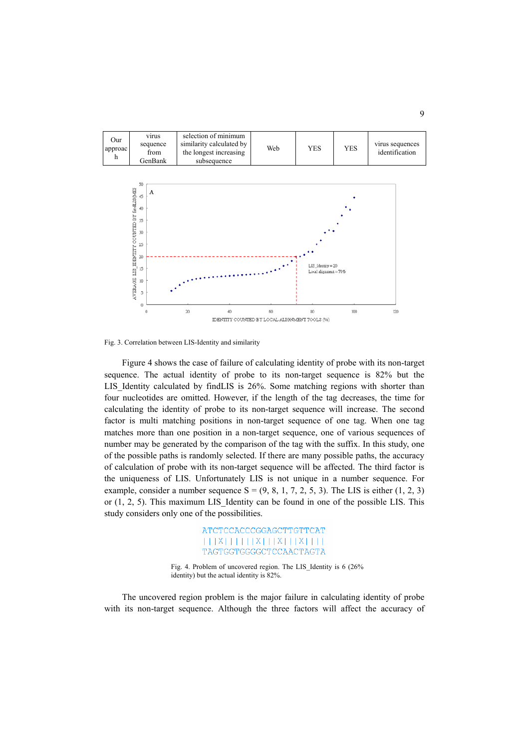| Our approach | virus sequence from GenBank | selection of minimum similarity calculated by the longest increasing subsequence | Web | YES | YES | virus sequences identification |
|---|---|---|---|---|---|---|

Fig. 3. Correlation between LIS-Identity and similarity

Figure 4 shows the case of failure of calculating identity of probe with its non-target sequence. The actual identity of probe to its non-target sequence is 82% but the LIS_Identity calculated by findLIS is 26%. Some matching regions with shorter than four nucleotides are omitted. However, if the length of the tag decreases, the time for calculating the identity of probe to its non-target sequence will increase. The second factor is multi matching positions in non-target sequence of one tag. When one tag matches more than one position in a non-target sequence, one of various sequences of number may be generated by the comparison of the tag with the suffix. In this study, one of the possible paths is randomly selected. If there are many possible paths, the accuracy of calculation of probe with its non-target sequence will be affected. The third factor is the uniqueness of LIS. Unfortunately LIS is not unique in a number sequence. For example, consider a number sequence S = (9, 8, 1, 7, 2, 5, 3). The LIS is either (1, 2, 3) or (1, 2, 5). This maximum LIS_Identity can be found in one of the possible LIS. This study considers only one of the possibilities.

```
ATCTCCACCCGGAGCTTGTTCAT
|||X||||||X|||X|||X||||
TAGTGGTGGGGCTCCAACTAGTA
```

Fig. 4. Problem of uncovered region. The LIS_Identity is 6 (26% identity) but the actual identity is 82%.

The uncovered region problem is the major failure in calculating identity of probe with its non-target sequence. Although the three factors will affect the accuracy of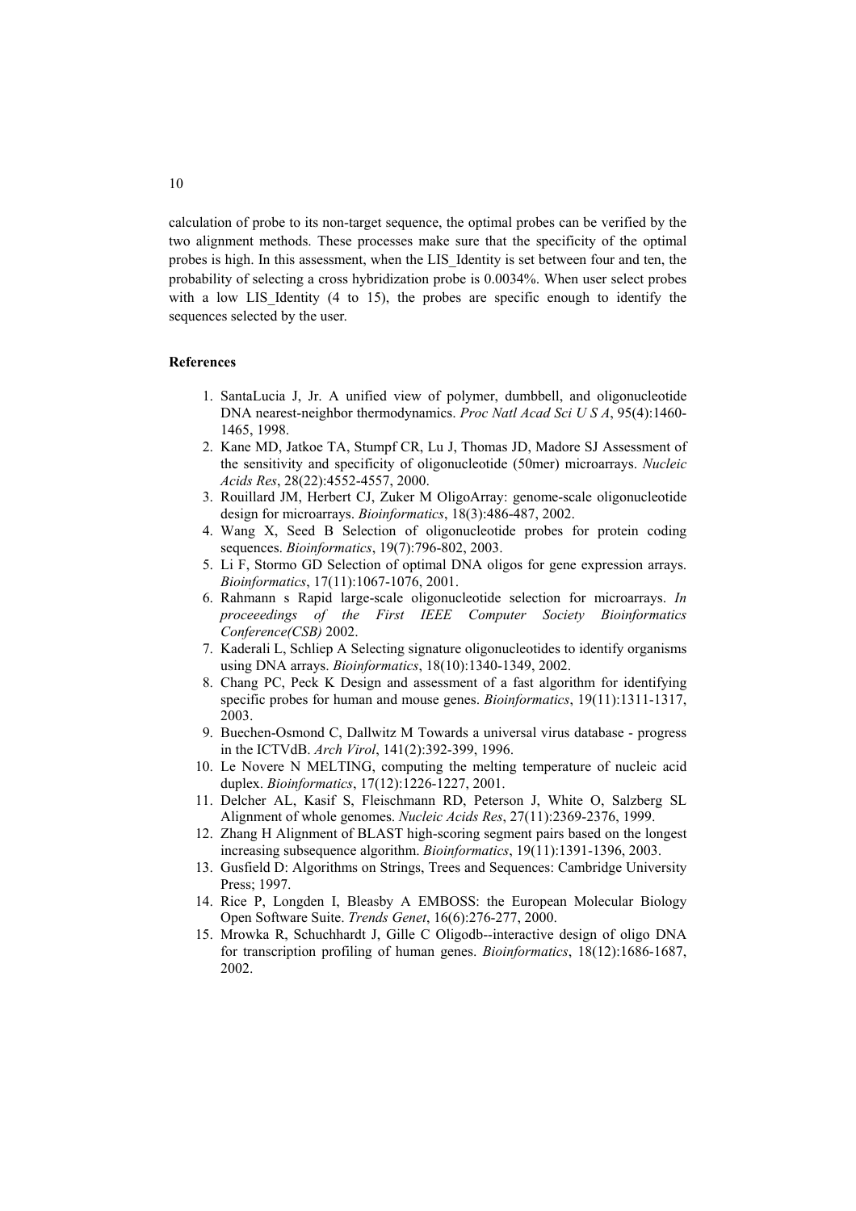calculation of probe to its non-target sequence, the optimal probes can be verified by the two alignment methods. These processes make sure that the specificity of the optimal probes is high. In this assessment, when the LIS_Identity is set between four and ten, the probability of selecting a cross hybridization probe is 0.0034%. When user select probes with a low LIS_Identity (4 to 15), the probes are specific enough to identify the sequences selected by the user.

**References**

1. SantaLucia J, Jr. A unified view of polymer, dumbbell, and oligonucleotide DNA nearest-neighbor thermodynamics. *Proc Natl Acad Sci U S A*, 95(4):1460-1465, 1998.
2. Kane MD, Jatkoe TA, Stumpf CR, Lu J, Thomas JD, Madore SJ Assessment of the sensitivity and specificity of oligonucleotide (50mer) microarrays. *Nucleic Acids Res*, 28(22):4552-4557, 2000.
3. Rouillard JM, Herbert CJ, Zuker M OligoArray: genome-scale oligonucleotide design for microarrays. *Bioinformatics*, 18(3):486-487, 2002.
4. Wang X, Seed B Selection of oligonucleotide probes for protein coding sequences. *Bioinformatics*, 19(7):796-802, 2003.
5. Li F, Stormo GD Selection of optimal DNA oligos for gene expression arrays. *Bioinformatics*, 17(11):1067-1076, 2001.
6. Rahmann s Rapid large-scale oligonucleotide selection for microarrays. *In proceeedings of the First IEEE Computer Society Bioinformatics Conference(CSB)* 2002.
7. Kaderali L, Schliep A Selecting signature oligonucleotides to identify organisms using DNA arrays. *Bioinformatics*, 18(10):1340-1349, 2002.
8. Chang PC, Peck K Design and assessment of a fast algorithm for identifying specific probes for human and mouse genes. *Bioinformatics*, 19(11):1311-1317, 2003.
9. Buechen-Osmond C, Dallwitz M Towards a universal virus database - progress in the ICTVdB. *Arch Virol*, 141(2):392-399, 1996.
10. Le Novere N MELTING, computing the melting temperature of nucleic acid duplex. *Bioinformatics*, 17(12):1226-1227, 2001.
11. Delcher AL, Kasif S, Fleischmann RD, Peterson J, White O, Salzberg SL Alignment of whole genomes. *Nucleic Acids Res*, 27(11):2369-2376, 1999.
12. Zhang H Alignment of BLAST high-scoring segment pairs based on the longest increasing subsequence algorithm. *Bioinformatics*, 19(11):1391-1396, 2003.
13. Gusfield D: Algorithms on Strings, Trees and Sequences: Cambridge University Press; 1997.
14. Rice P, Longden I, Bleasby A EMBOSS: the European Molecular Biology Open Software Suite. *Trends Genet*, 16(6):276-277, 2000.
15. Mrowka R, Schuchhardt J, Gille C Oligodb--interactive design of oligo DNA for transcription profiling of human genes. *Bioinformatics*, 18(12):1686-1687, 2002.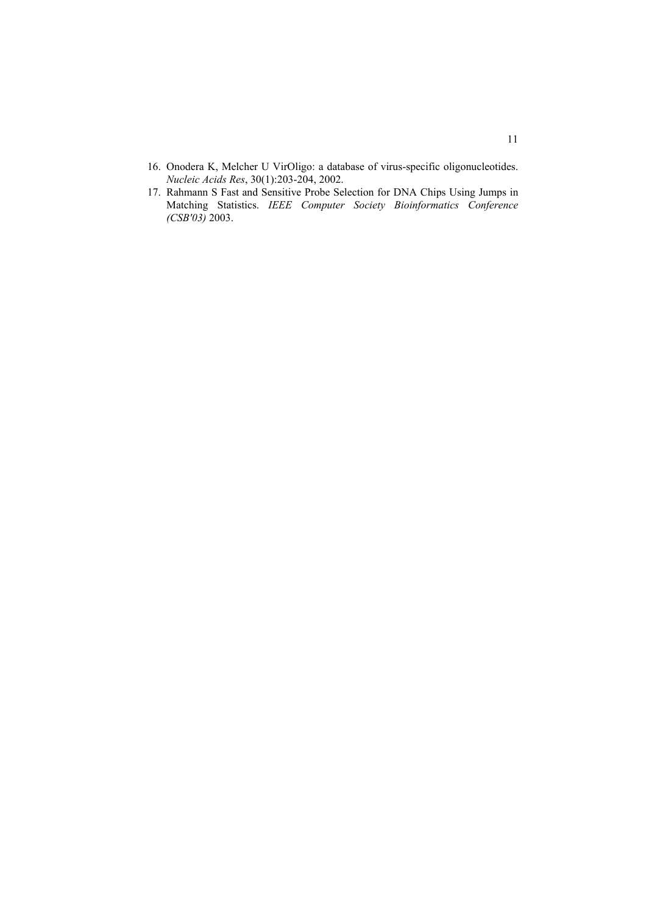16. Onodera K, Melcher U VirOligo: a database of virus-specific oligonucleotides. *Nucleic Acids Res*, 30(1):203-204, 2002.
17. Rahmann S Fast and Sensitive Probe Selection for DNA Chips Using Jumps in Matching Statistics. *IEEE Computer Society Bioinformatics Conference (CSB'03)* 2003.